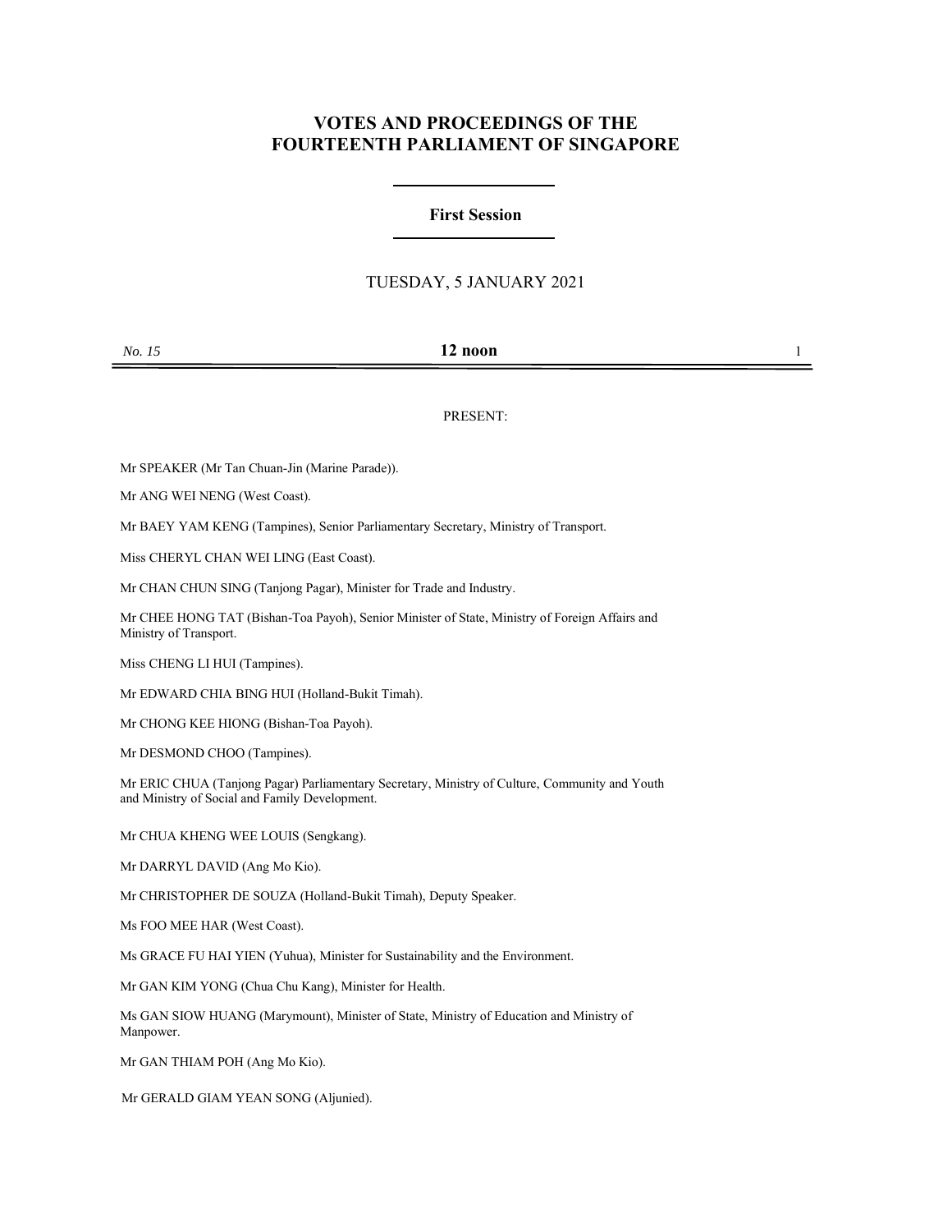# VOTES AND PROCEEDINGS OF THE FOURTEENTH PARLIAMENT OF SINGAPORE

## First Session

TUESDAY, 5 JANUARY 2021

*No. 15* **12 noon**

PRESENT:

Mr SPEAKER (Mr Tan Chuan-Jin (Marine Parade)).

Mr ANG WEI NENG (West Coast).

Mr BAEY YAM KENG (Tampines), Senior Parliamentary Secretary, Ministry of Transport.

Miss CHERYL CHAN WEI LING (East Coast).

Mr CHAN CHUN SING (Tanjong Pagar), Minister for Trade and Industry.

Mr CHEE HONG TAT (Bishan-Toa Payoh), Senior Minister of State, Ministry of Foreign Affairs and Ministry of Transport.

Miss CHENG LI HUI (Tampines).

Mr EDWARD CHIA BING HUI (Holland-Bukit Timah).

Mr CHONG KEE HIONG (Bishan-Toa Payoh).

Mr DESMOND CHOO (Tampines).

Mr ERIC CHUA (Tanjong Pagar) Parliamentary Secretary, Ministry of Culture, Community and Youth and Ministry of Social and Family Development.

Mr CHUA KHENG WEE LOUIS (Sengkang).

Mr DARRYL DAVID (Ang Mo Kio).

Mr CHRISTOPHER DE SOUZA (Holland-Bukit Timah), Deputy Speaker.

Ms FOO MEE HAR (West Coast).

Ms GRACE FU HAI YIEN (Yuhua), Minister for Sustainability and the Environment.

Mr GAN KIM YONG (Chua Chu Kang), Minister for Health.

Ms GAN SIOW HUANG (Marymount), Minister of State, Ministry of Education and Ministry of Manpower.

Mr GAN THIAM POH (Ang Mo Kio).

Mr GERALD GIAM YEAN SONG (Aljunied).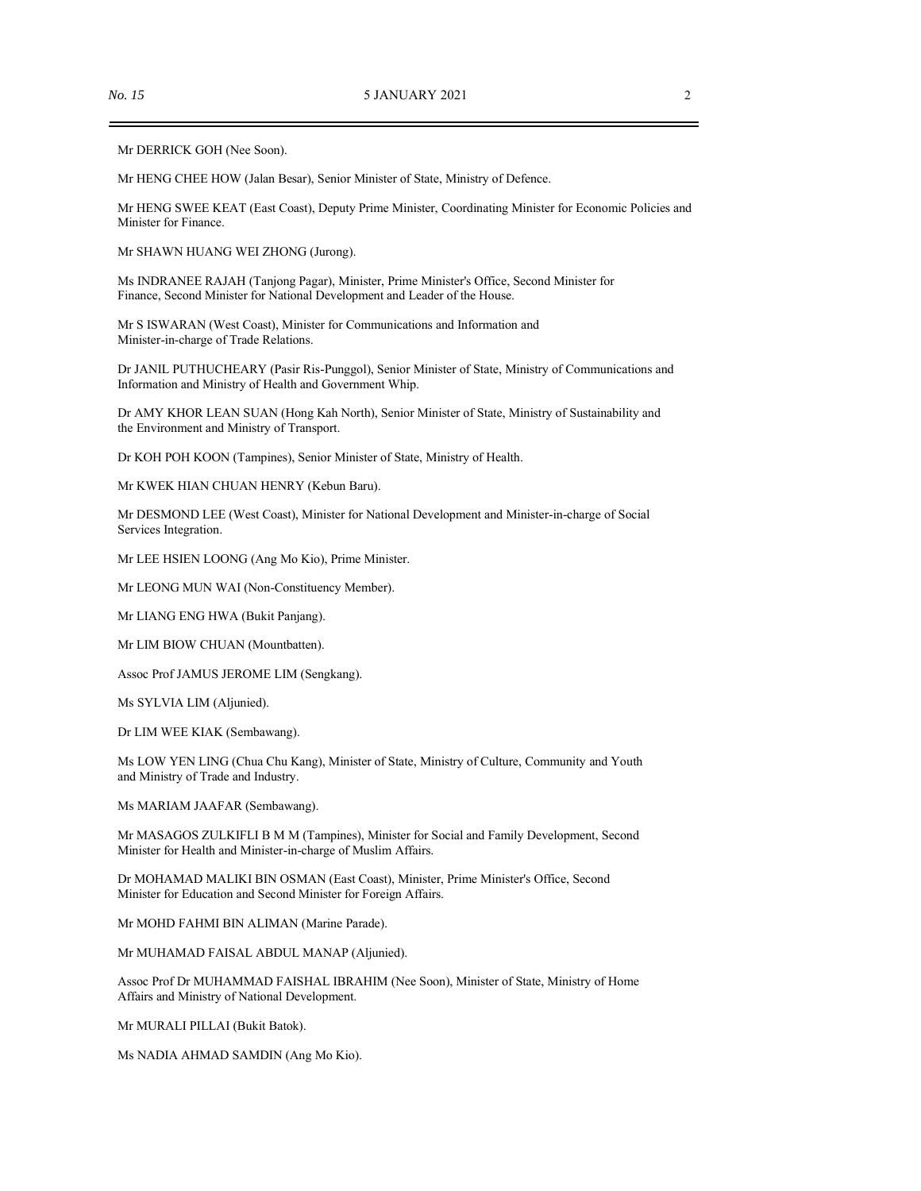Mr DERRICK GOH (Nee Soon).

Mr HENG CHEE HOW (Jalan Besar), Senior Minister of State, Ministry of Defence.

Mr HENG SWEE KEAT (East Coast), Deputy Prime Minister, Coordinating Minister for Economic Policies and Minister for Finance.

Mr SHAWN HUANG WEI ZHONG (Jurong).

Ms INDRANEE RAJAH (Tanjong Pagar), Minister, Prime Minister's Office, Second Minister for Finance, Second Minister for National Development and Leader of the House.

Mr S ISWARAN (West Coast), Minister for Communications and Information and Minister-in-charge of Trade Relations.

Dr JANIL PUTHUCHEARY (Pasir Ris-Punggol), Senior Minister of State, Ministry of Communications and Information and Ministry of Health and Government Whip.

Dr AMY KHOR LEAN SUAN (Hong Kah North), Senior Minister of State, Ministry of Sustainability and the Environment and Ministry of Transport.

Dr KOH POH KOON (Tampines), Senior Minister of State, Ministry of Health.

Mr KWEK HIAN CHUAN HENRY (Kebun Baru).

Mr DESMOND LEE (West Coast), Minister for National Development and Minister-in-charge of Social Services Integration.

Mr LEE HSIEN LOONG (Ang Mo Kio), Prime Minister.

Mr LEONG MUN WAI (Non-Constituency Member).

Mr LIANG ENG HWA (Bukit Panjang).

Mr LIM BIOW CHUAN (Mountbatten).

Assoc Prof JAMUS JEROME LIM (Sengkang).

Ms SYLVIA LIM (Aljunied).

Dr LIM WEE KIAK (Sembawang).

Ms LOW YEN LING (Chua Chu Kang), Minister of State, Ministry of Culture, Community and Youth and Ministry of Trade and Industry.

Ms MARIAM JAAFAR (Sembawang).

Mr MASAGOS ZULKIFLI B M M (Tampines), Minister for Social and Family Development, Second Minister for Health and Minister-in-charge of Muslim Affairs.

Dr MOHAMAD MALIKI BIN OSMAN (East Coast), Minister, Prime Minister's Office, Second Minister for Education and Second Minister for Foreign Affairs.

Mr MOHD FAHMI BIN ALIMAN (Marine Parade).

Mr MUHAMAD FAISAL ABDUL MANAP (Aljunied).

Assoc Prof Dr MUHAMMAD FAISHAL IBRAHIM (Nee Soon), Minister of State, Ministry of Home Affairs and Ministry of National Development.

Mr MURALI PILLAI (Bukit Batok).

Ms NADIA AHMAD SAMDIN (Ang Mo Kio).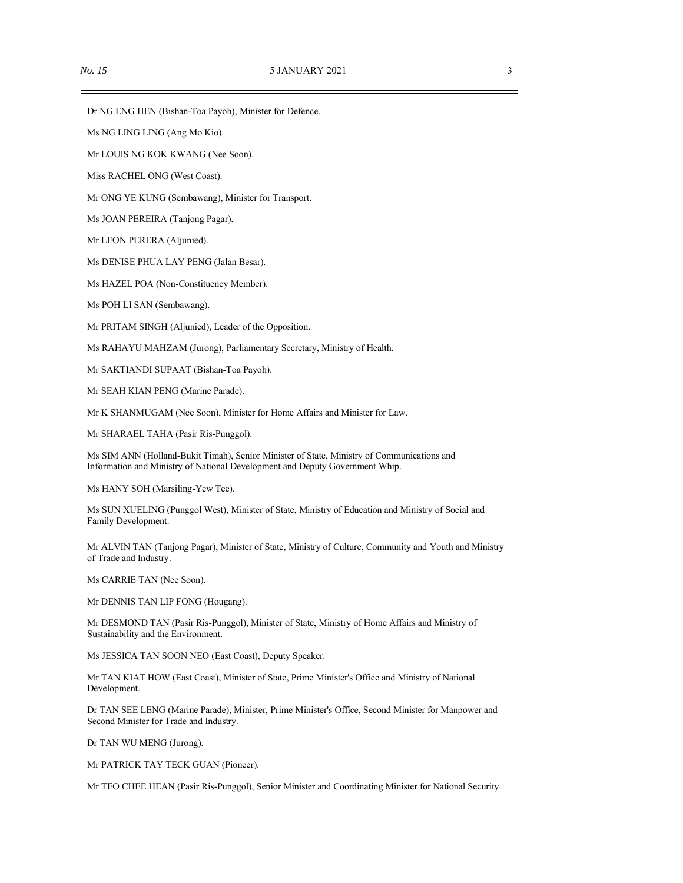Dr NG ENG HEN (Bishan-Toa Payoh), Minister for Defence.

Ms NG LING LING (Ang Mo Kio).

Mr LOUIS NG KOK KWANG (Nee Soon).

Miss RACHEL ONG (West Coast).

Mr ONG YE KUNG (Sembawang), Minister for Transport.

Ms JOAN PEREIRA (Tanjong Pagar).

Mr LEON PERERA (Aljunied).

Ms DENISE PHUA LAY PENG (Jalan Besar).

Ms HAZEL POA (Non-Constituency Member).

Ms POH LI SAN (Sembawang).

Mr PRITAM SINGH (Aljunied), Leader of the Opposition.

Ms RAHAYU MAHZAM (Jurong), Parliamentary Secretary, Ministry of Health.

Mr SAKTIANDI SUPAAT (Bishan-Toa Payoh).

Mr SEAH KIAN PENG (Marine Parade).

Mr K SHANMUGAM (Nee Soon), Minister for Home Affairs and Minister for Law.

Mr SHARAEL TAHA (Pasir Ris-Punggol).

Ms SIM ANN (Holland-Bukit Timah), Senior Minister of State, Ministry of Communications and Information and Ministry of National Development and Deputy Government Whip.

Ms HANY SOH (Marsiling-Yew Tee).

Ms SUN XUELING (Punggol West), Minister of State, Ministry of Education and Ministry of Social and Family Development.

Mr ALVIN TAN (Tanjong Pagar), Minister of State, Ministry of Culture, Community and Youth and Ministry of Trade and Industry.

Ms CARRIE TAN (Nee Soon).

Mr DENNIS TAN LIP FONG (Hougang).

Mr DESMOND TAN (Pasir Ris-Punggol), Minister of State, Ministry of Home Affairs and Ministry of Sustainability and the Environment.

Ms JESSICA TAN SOON NEO (East Coast), Deputy Speaker.

Mr TAN KIAT HOW (East Coast), Minister of State, Prime Minister's Office and Ministry of National Development.

Dr TAN SEE LENG (Marine Parade), Minister, Prime Minister's Office, Second Minister for Manpower and Second Minister for Trade and Industry.

Dr TAN WU MENG (Jurong).

Mr PATRICK TAY TECK GUAN (Pioneer).

Mr TEO CHEE HEAN (Pasir Ris-Punggol), Senior Minister and Coordinating Minister for National Security.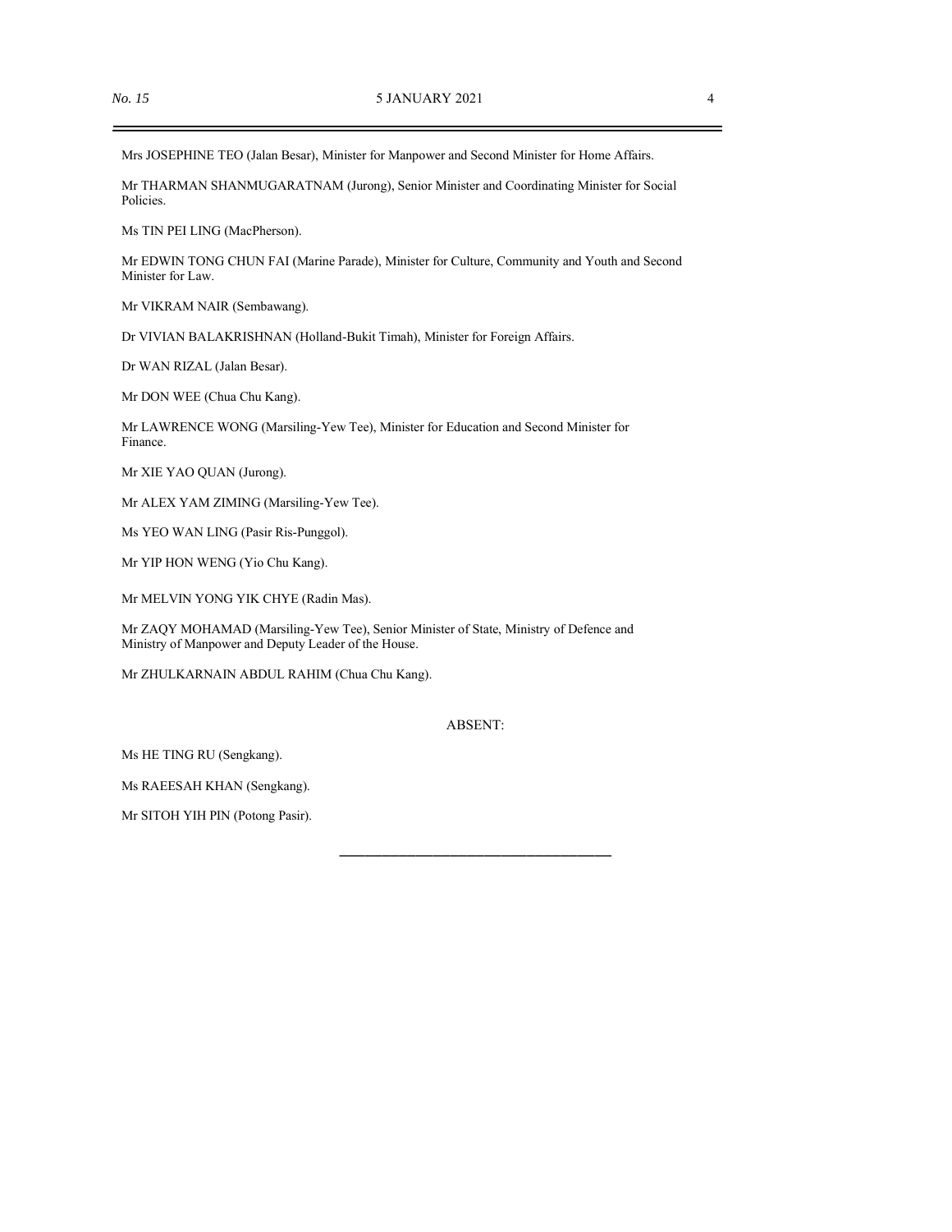Mrs JOSEPHINE TEO (Jalan Besar), Minister for Manpower and Second Minister for Home Affairs.

Mr THARMAN SHANMUGARATNAM (Jurong), Senior Minister and Coordinating Minister for Social Policies.

Ms TIN PEI LING (MacPherson).

Mr EDWIN TONG CHUN FAI (Marine Parade), Minister for Culture, Community and Youth and Second Minister for Law.

Mr VIKRAM NAIR (Sembawang).

Dr VIVIAN BALAKRISHNAN (Holland-Bukit Timah), Minister for Foreign Affairs.

Dr WAN RIZAL (Jalan Besar).

Mr DON WEE (Chua Chu Kang).

Mr LAWRENCE WONG (Marsiling-Yew Tee), Minister for Education and Second Minister for Finance.

Mr XIE YAO QUAN (Jurong).

Mr ALEX YAM ZIMING (Marsiling-Yew Tee).

Ms YEO WAN LING (Pasir Ris-Punggol).

Mr YIP HON WENG (Yio Chu Kang).

Mr MELVIN YONG YIK CHYE (Radin Mas).

Mr ZAQY MOHAMAD (Marsiling-Yew Tee), Senior Minister of State, Ministry of Defence and Ministry of Manpower and Deputy Leader of the House.

Mr ZHULKARNAIN ABDUL RAHIM (Chua Chu Kang).

ABSENT:

Ms HE TING RU (Sengkang).

Ms RAEESAH KHAN (Sengkang).

Mr SITOH YIH PIN (Potong Pasir).

---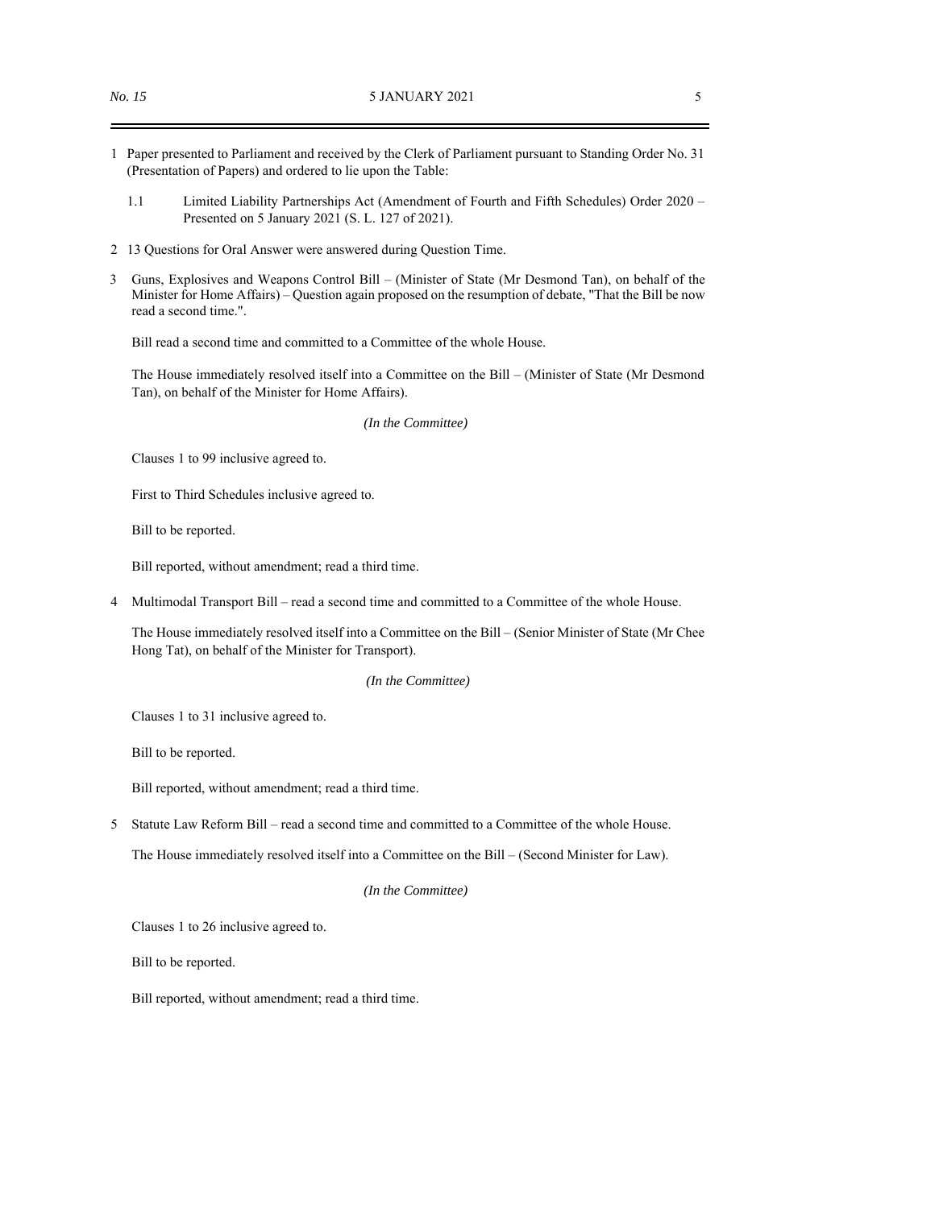1 Paper presented to Parliament and received by the Clerk of Parliament pursuant to Standing Order No. 31 (Presentation of Papers) and ordered to lie upon the Table:

   1.1 Limited Liability Partnerships Act (Amendment of Fourth and Fifth Schedules) Order 2020 – Presented on 5 January 2021 (S. L. 127 of 2021).

2 13 Questions for Oral Answer were answered during Question Time.

3 Guns, Explosives and Weapons Control Bill – (Minister of State (Mr Desmond Tan), on behalf of the Minister for Home Affairs) – Question again proposed on the resumption of debate, "That the Bill be now read a second time.".

   Bill read a second time and committed to a Committee of the whole House.

   The House immediately resolved itself into a Committee on the Bill – (Minister of State (Mr Desmond Tan), on behalf of the Minister for Home Affairs).

   *(In the Committee)*

   Clauses 1 to 99 inclusive agreed to.

   First to Third Schedules inclusive agreed to.

   Bill to be reported.

   Bill reported, without amendment; read a third time.

4 Multimodal Transport Bill – read a second time and committed to a Committee of the whole House.

   The House immediately resolved itself into a Committee on the Bill – (Senior Minister of State (Mr Chee Hong Tat), on behalf of the Minister for Transport).

   *(In the Committee)*

   Clauses 1 to 31 inclusive agreed to.

   Bill to be reported.

   Bill reported, without amendment; read a third time.

5 Statute Law Reform Bill – read a second time and committed to a Committee of the whole House.

   The House immediately resolved itself into a Committee on the Bill – (Second Minister for Law).

   *(In the Committee)*

   Clauses 1 to 26 inclusive agreed to.

   Bill to be reported.

   Bill reported, without amendment; read a third time.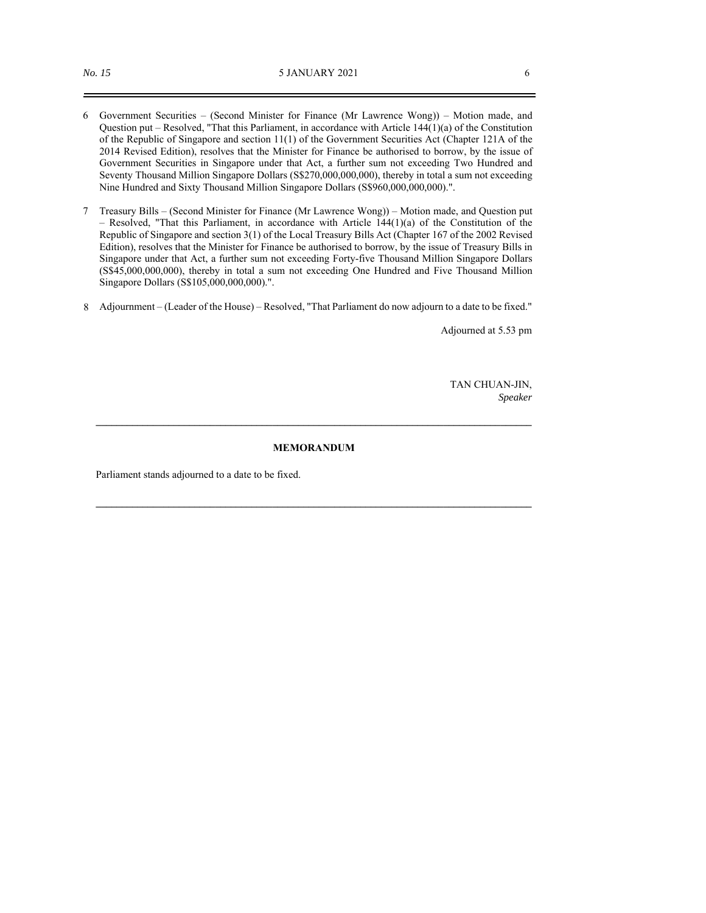6 Government Securities – (Second Minister for Finance (Mr Lawrence Wong)) – Motion made, and Question put – Resolved, "That this Parliament, in accordance with Article 144(1)(a) of the Constitution of the Republic of Singapore and section 11(1) of the Government Securities Act (Chapter 121A of the 2014 Revised Edition), resolves that the Minister for Finance be authorised to borrow, by the issue of Government Securities in Singapore under that Act, a further sum not exceeding Two Hundred and Seventy Thousand Million Singapore Dollars (S$270,000,000,000), thereby in total a sum not exceeding Nine Hundred and Sixty Thousand Million Singapore Dollars (S$960,000,000,000).".

7 Treasury Bills – (Second Minister for Finance (Mr Lawrence Wong)) – Motion made, and Question put – Resolved, "That this Parliament, in accordance with Article 144(1)(a) of the Constitution of the Republic of Singapore and section 3(1) of the Local Treasury Bills Act (Chapter 167 of the 2002 Revised Edition), resolves that the Minister for Finance be authorised to borrow, by the issue of Treasury Bills in Singapore under that Act, a further sum not exceeding Forty-five Thousand Million Singapore Dollars (S$45,000,000,000), thereby in total a sum not exceeding One Hundred and Five Thousand Million Singapore Dollars (S$105,000,000,000).".

8 Adjournment – (Leader of the House) – Resolved, "That Parliament do now adjourn to a date to be fixed."

Adjourned at 5.53 pm

TAN CHUAN-JIN,
*Speaker*

---

**MEMORANDUM**

Parliament stands adjourned to a date to be fixed.

---